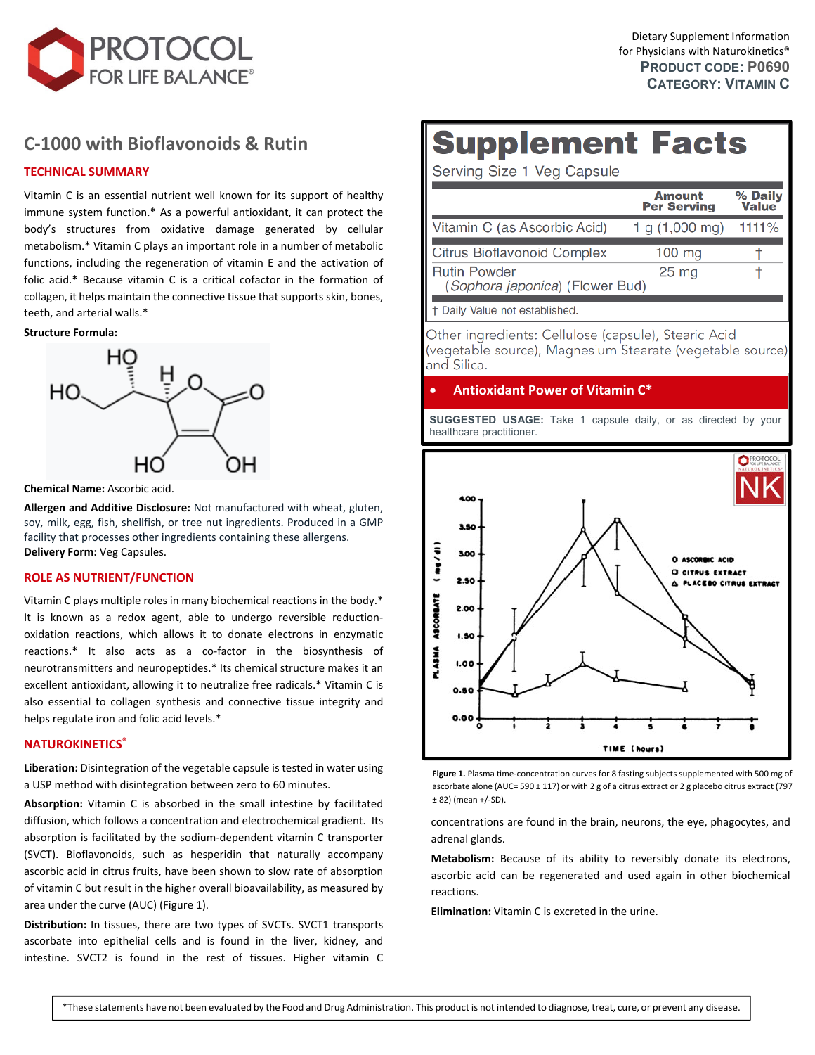PROTOCOL FOR LIFE BALANCE®

Dietary Supplement Information for Physicians with Naturokinetics®
**PRODUCT CODE: P0690**
**CATEGORY: VITAMIN C**

# C-1000 with Bioflavonoids & Rutin

## TECHNICAL SUMMARY

Vitamin C is an essential nutrient well known for its support of healthy immune system function.* As a powerful antioxidant, it can protect the body's structures from oxidative damage generated by cellular metabolism.* Vitamin C plays an important role in a number of metabolic functions, including the regeneration of vitamin E and the activation of folic acid.* Because vitamin C is a critical cofactor in the formation of collagen, it helps maintain the connective tissue that supports skin, bones, teeth, and arterial walls.*

**Structure Formula:**

**Chemical Name:** Ascorbic acid.

**Allergen and Additive Disclosure:** Not manufactured with wheat, gluten, soy, milk, egg, fish, shellfish, or tree nut ingredients. Produced in a GMP facility that processes other ingredients containing these allergens.

**Delivery Form:** Veg Capsules.

## ROLE AS NUTRIENT/FUNCTION

Vitamin C plays multiple roles in many biochemical reactions in the body.* It is known as a redox agent, able to undergo reversible reduction-oxidation reactions, which allows it to donate electrons in enzymatic reactions.* It also acts as a co-factor in the biosynthesis of neurotransmitters and neuropeptides.* Its chemical structure makes it an excellent antioxidant, allowing it to neutralize free radicals.* Vitamin C is also essential to collagen synthesis and connective tissue integrity and helps regulate iron and folic acid levels.*

## NATUROKINETICS®

**Liberation:** Disintegration of the vegetable capsule is tested in water using a USP method with disintegration between zero to 60 minutes.

**Absorption:** Vitamin C is absorbed in the small intestine by facilitated diffusion, which follows a concentration and electrochemical gradient. Its absorption is facilitated by the sodium-dependent vitamin C transporter (SVCT). Bioflavonoids, such as hesperidin that naturally accompany ascorbic acid in citrus fruits, have been shown to slow rate of absorption of vitamin C but result in the higher overall bioavailability, as measured by area under the curve (AUC) (Figure 1).

**Distribution:** In tissues, there are two types of SVCTs. SVCT1 transports ascorbate into epithelial cells and is found in the liver, kidney, and intestine. SVCT2 is found in the rest of tissues. Higher vitamin C concentrations are found in the brain, neurons, the eye, phagocytes, and adrenal glands.

**Metabolism:** Because of its ability to reversibly donate its electrons, ascorbic acid can be regenerated and used again in other biochemical reactions.

**Elimination:** Vitamin C is excreted in the urine.

# Supplement Facts

Serving Size 1 Veg Capsule

| | Amount Per Serving | % Daily Value |
|---|---|---|
| Vitamin C (as Ascorbic Acid) | 1 g (1,000 mg) | 1111% |
| Citrus Bioflavonoid Complex | 100 mg | † |
| Rutin Powder (*Sophora japonica*) (Flower Bud) | 25 mg | † |

† Daily Value not established.

Other ingredients: Cellulose (capsule), Stearic Acid (vegetable source), Magnesium Stearate (vegetable source) and Silica.

- **Antioxidant Power of Vitamin C***

**SUGGESTED USAGE:** Take 1 capsule daily, or as directed by your healthcare practitioner.

**Figure 1.** Plasma time-concentration curves for 8 fasting subjects supplemented with 500 mg of ascorbate alone (AUC= 590 ± 117) or with 2 g of a citrus extract or 2 g placebo citrus extract (797 ± 82) (mean +/-SD).

*These statements have not been evaluated by the Food and Drug Administration. This product is not intended to diagnose, treat, cure, or prevent any disease.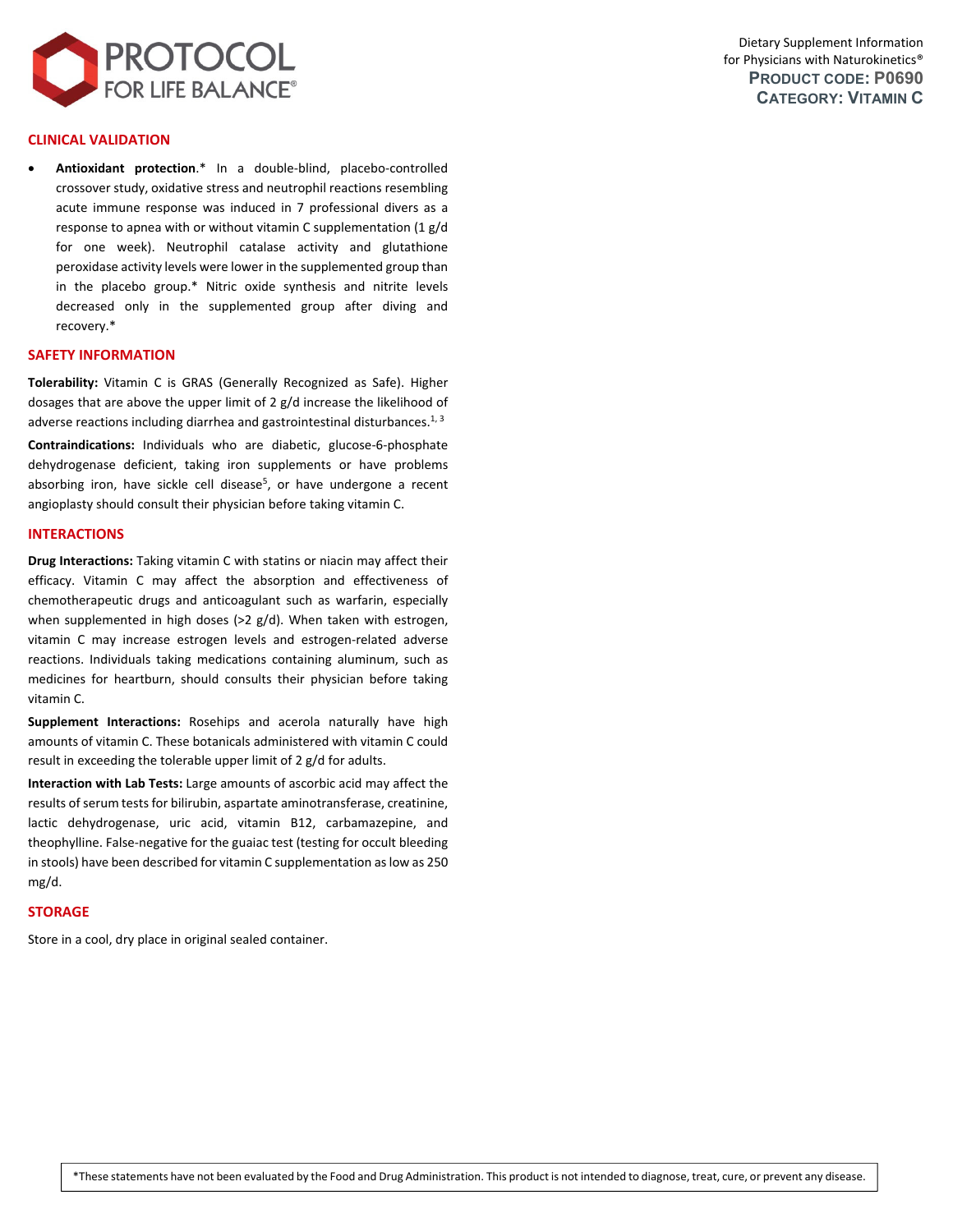## CLINICAL VALIDATION

- **Antioxidant protection**.* In a double-blind, placebo-controlled crossover study, oxidative stress and neutrophil reactions resembling acute immune response was induced in 7 professional divers as a response to apnea with or without vitamin C supplementation (1 g/d for one week). Neutrophil catalase activity and glutathione peroxidase activity levels were lower in the supplemented group than in the placebo group.* Nitric oxide synthesis and nitrite levels decreased only in the supplemented group after diving and recovery.*

## SAFETY INFORMATION

**Tolerability:** Vitamin C is GRAS (Generally Recognized as Safe). Higher dosages that are above the upper limit of 2 g/d increase the likelihood of adverse reactions including diarrhea and gastrointestinal disturbances.[1, 3]

**Contraindications:** Individuals who are diabetic, glucose-6-phosphate dehydrogenase deficient, taking iron supplements or have problems absorbing iron, have sickle cell disease[5], or have undergone a recent angioplasty should consult their physician before taking vitamin C.

## INTERACTIONS

**Drug Interactions:** Taking vitamin C with statins or niacin may affect their efficacy. Vitamin C may affect the absorption and effectiveness of chemotherapeutic drugs and anticoagulant such as warfarin, especially when supplemented in high doses (>2 g/d). When taken with estrogen, vitamin C may increase estrogen levels and estrogen-related adverse reactions. Individuals taking medications containing aluminum, such as medicines for heartburn, should consults their physician before taking vitamin C.

**Supplement Interactions:** Rosehips and acerola naturally have high amounts of vitamin C. These botanicals administered with vitamin C could result in exceeding the tolerable upper limit of 2 g/d for adults.

**Interaction with Lab Tests:** Large amounts of ascorbic acid may affect the results of serum tests for bilirubin, aspartate aminotransferase, creatinine, lactic dehydrogenase, uric acid, vitamin B12, carbamazepine, and theophylline. False-negative for the guaiac test (testing for occult bleeding in stools) have been described for vitamin C supplementation as low as 250 mg/d.

## STORAGE

Store in a cool, dry place in original sealed container.

*These statements have not been evaluated by the Food and Drug Administration. This product is not intended to diagnose, treat, cure, or prevent any disease.